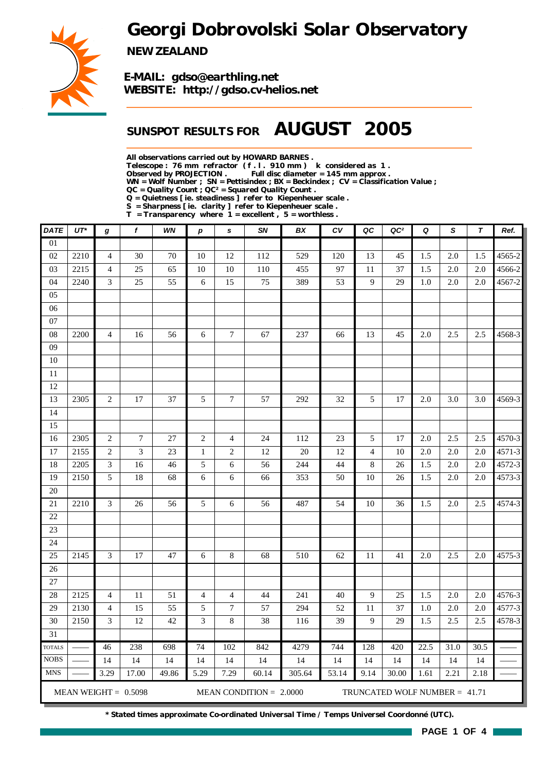# Georgi Dobrovolski Solar Observatory

**NEW ZEALAND**

**E-MAIL: gdso@earthling.net**
**WEBSITE: http://gdso.cv-helios.net**

## SUNSPOT RESULTS FOR AUGUST 2005

**All observations carried out by HOWARD BARNES .**
**Telescope : 76 mm refractor ( f . l . 910 mm ) k considered as 1 .**
**Observed by PROJECTION . Full disc diameter = 145 mm approx .**
**WN = Wolf Number ; SN = Pettisindex ; BX = Beckindex ; CV = Classification Value ;**
**QC = Quality Count ; QC² = Squared Quality Count .**
**Q = Quietness [ ie. steadiness ] refer to Kiepenheuer scale .**
**S = Sharpness [ ie. clarity ] refer to Kiepenheuer scale .**
**T = Transparency where 1 = excellent , 5 = worthless .**

| DATE | UT* | g | f | WN | p | s | SN | BX | CV | QC | QC² | Q | S | T | Ref. |
|---|---|---|---|---|---|---|---|---|---|---|---|---|---|---|---|
| 01 | | | | | | | | | | | | | | | |
| 02 | 2210 | 4 | 30 | 70 | 10 | 12 | 112 | 529 | 120 | 13 | 45 | 1.5 | 2.0 | 1.5 | 4565-2 |
| 03 | 2215 | 4 | 25 | 65 | 10 | 10 | 110 | 455 | 97 | 11 | 37 | 1.5 | 2.0 | 2.0 | 4566-2 |
| 04 | 2240 | 3 | 25 | 55 | 6 | 15 | 75 | 389 | 53 | 9 | 29 | 1.0 | 2.0 | 2.0 | 4567-2 |
| 05 | | | | | | | | | | | | | | | |
| 06 | | | | | | | | | | | | | | | |
| 07 | | | | | | | | | | | | | | | |
| 08 | 2200 | 4 | 16 | 56 | 6 | 7 | 67 | 237 | 66 | 13 | 45 | 2.0 | 2.5 | 2.5 | 4568-3 |
| 09 | | | | | | | | | | | | | | | |
| 10 | | | | | | | | | | | | | | | |
| 11 | | | | | | | | | | | | | | | |
| 12 | | | | | | | | | | | | | | | |
| 13 | 2305 | 2 | 17 | 37 | 5 | 7 | 57 | 292 | 32 | 5 | 17 | 2.0 | 3.0 | 3.0 | 4569-3 |
| 14 | | | | | | | | | | | | | | | |
| 15 | | | | | | | | | | | | | | | |
| 16 | 2305 | 2 | 7 | 27 | 2 | 4 | 24 | 112 | 23 | 5 | 17 | 2.0 | 2.5 | 2.5 | 4570-3 |
| 17 | 2155 | 2 | 3 | 23 | 1 | 2 | 12 | 20 | 12 | 4 | 10 | 2.0 | 2.0 | 2.0 | 4571-3 |
| 18 | 2205 | 3 | 16 | 46 | 5 | 6 | 56 | 244 | 44 | 8 | 26 | 1.5 | 2.0 | 2.0 | 4572-3 |
| 19 | 2150 | 5 | 18 | 68 | 6 | 6 | 66 | 353 | 50 | 10 | 26 | 1.5 | 2.0 | 2.0 | 4573-3 |
| 20 | | | | | | | | | | | | | | | |
| 21 | 2210 | 3 | 26 | 56 | 5 | 6 | 56 | 487 | 54 | 10 | 36 | 1.5 | 2.0 | 2.5 | 4574-3 |
| 22 | | | | | | | | | | | | | | | |
| 23 | | | | | | | | | | | | | | | |
| 24 | | | | | | | | | | | | | | | |
| 25 | 2145 | 3 | 17 | 47 | 6 | 8 | 68 | 510 | 62 | 11 | 41 | 2.0 | 2.5 | 2.0 | 4575-3 |
| 26 | | | | | | | | | | | | | | | |
| 27 | | | | | | | | | | | | | | | |
| 28 | 2125 | 4 | 11 | 51 | 4 | 4 | 44 | 241 | 40 | 9 | 25 | 1.5 | 2.0 | 2.0 | 4576-3 |
| 29 | 2130 | 4 | 15 | 55 | 5 | 7 | 57 | 294 | 52 | 11 | 37 | 1.0 | 2.0 | 2.0 | 4577-3 |
| 30 | 2150 | 3 | 12 | 42 | 3 | 8 | 38 | 116 | 39 | 9 | 29 | 1.5 | 2.5 | 2.5 | 4578-3 |
| 31 | | | | | | | | | | | | | | | |
| TOTALS | —— | 46 | 238 | 698 | 74 | 102 | 842 | 4279 | 744 | 128 | 420 | 22.5 | 31.0 | 30.5 | —— |
| NOBS | —— | 14 | 14 | 14 | 14 | 14 | 14 | 14 | 14 | 14 | 14 | 14 | 14 | 14 | —— |
| MNS | —— | 3.29 | 17.00 | 49.86 | 5.29 | 7.29 | 60.14 | 305.64 | 53.14 | 9.14 | 30.00 | 1.61 | 2.21 | 2.18 | —— |

MEAN WEIGHT = 0.5098 MEAN CONDITION = 2.0000 TRUNCATED WOLF NUMBER = 41.71

**\* Stated times approximate Co-ordinated Universal Time / Temps Universel Coordonné (UTC).**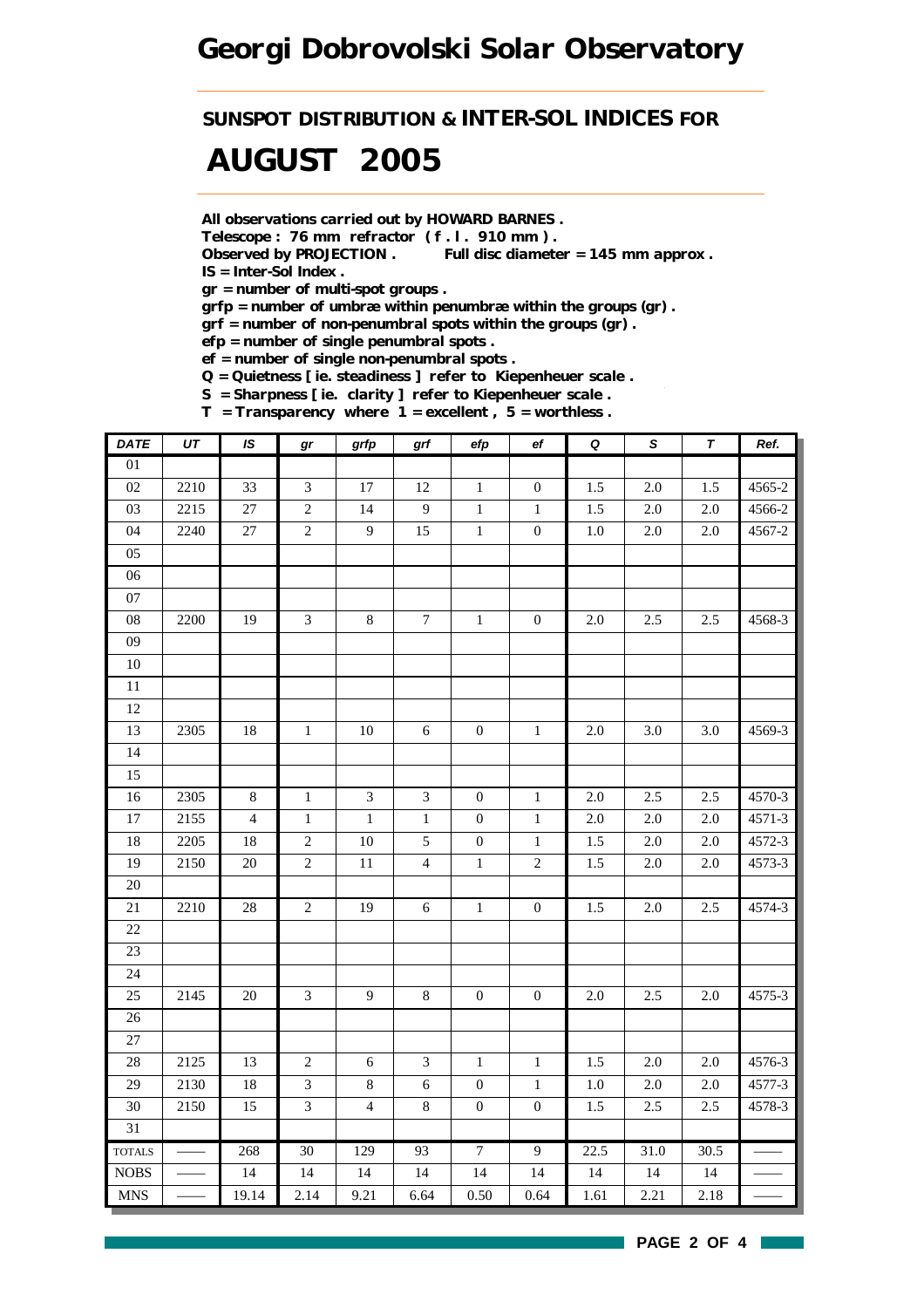# Georgi Dobrovolski Solar Observatory

## SUNSPOT DISTRIBUTION & INTER-SOL INDICES FOR

# AUGUST 2005

**All observations carried out by HOWARD BARNES .**
**Telescope : 76 mm refractor ( f . l . 910 mm ) .**
**Observed by PROJECTION .  Full disc diameter = 145 mm approx .**
**IS = Inter-Sol Index .**
**gr = number of multi-spot groups .**
**grfp = number of umbræ within penumbræ within the groups (gr) .**
**grf = number of non-penumbral spots within the groups (gr) .**
**efp = number of single penumbral spots .**
**ef = number of single non-penumbral spots .**
**Q = Quietness [ ie. steadiness ] refer to Kiepenheuer scale .**
**S = Sharpness [ ie. clarity ] refer to Kiepenheuer scale .**
**T = Transparency where 1 = excellent , 5 = worthless .**

| DATE | UT | IS | gr | grfp | grf | efp | ef | Q | S | T | Ref. |
|---|---|---|---|---|---|---|---|---|---|---|---|
| 01 | | | | | | | | | | | |
| 02 | 2210 | 33 | 3 | 17 | 12 | 1 | 0 | 1.5 | 2.0 | 1.5 | 4565-2 |
| 03 | 2215 | 27 | 2 | 14 | 9 | 1 | 1 | 1.5 | 2.0 | 2.0 | 4566-2 |
| 04 | 2240 | 27 | 2 | 9 | 15 | 1 | 0 | 1.0 | 2.0 | 2.0 | 4567-2 |
| 05 | | | | | | | | | | | |
| 06 | | | | | | | | | | | |
| 07 | | | | | | | | | | | |
| 08 | 2200 | 19 | 3 | 8 | 7 | 1 | 0 | 2.0 | 2.5 | 2.5 | 4568-3 |
| 09 | | | | | | | | | | | |
| 10 | | | | | | | | | | | |
| 11 | | | | | | | | | | | |
| 12 | | | | | | | | | | | |
| 13 | 2305 | 18 | 1 | 10 | 6 | 0 | 1 | 2.0 | 3.0 | 3.0 | 4569-3 |
| 14 | | | | | | | | | | | |
| 15 | | | | | | | | | | | |
| 16 | 2305 | 8 | 1 | 3 | 3 | 0 | 1 | 2.0 | 2.5 | 2.5 | 4570-3 |
| 17 | 2155 | 4 | 1 | 1 | 1 | 0 | 1 | 2.0 | 2.0 | 2.0 | 4571-3 |
| 18 | 2205 | 18 | 2 | 10 | 5 | 0 | 1 | 1.5 | 2.0 | 2.0 | 4572-3 |
| 19 | 2150 | 20 | 2 | 11 | 4 | 1 | 2 | 1.5 | 2.0 | 2.0 | 4573-3 |
| 20 | | | | | | | | | | | |
| 21 | 2210 | 28 | 2 | 19 | 6 | 1 | 0 | 1.5 | 2.0 | 2.5 | 4574-3 |
| 22 | | | | | | | | | | | |
| 23 | | | | | | | | | | | |
| 24 | | | | | | | | | | | |
| 25 | 2145 | 20 | 3 | 9 | 8 | 0 | 0 | 2.0 | 2.5 | 2.0 | 4575-3 |
| 26 | | | | | | | | | | | |
| 27 | | | | | | | | | | | |
| 28 | 2125 | 13 | 2 | 6 | 3 | 1 | 1 | 1.5 | 2.0 | 2.0 | 4576-3 |
| 29 | 2130 | 18 | 3 | 8 | 6 | 0 | 1 | 1.0 | 2.0 | 2.0 | 4577-3 |
| 30 | 2150 | 15 | 3 | 4 | 8 | 0 | 0 | 1.5 | 2.5 | 2.5 | 4578-3 |
| 31 | | | | | | | | | | | |
| TOTALS | —— | 268 | 30 | 129 | 93 | 7 | 9 | 22.5 | 31.0 | 30.5 | —— |
| NOBS | —— | 14 | 14 | 14 | 14 | 14 | 14 | 14 | 14 | 14 | —— |
| MNS | —— | 19.14 | 2.14 | 9.21 | 6.64 | 0.50 | 0.64 | 1.61 | 2.21 | 2.18 | —— |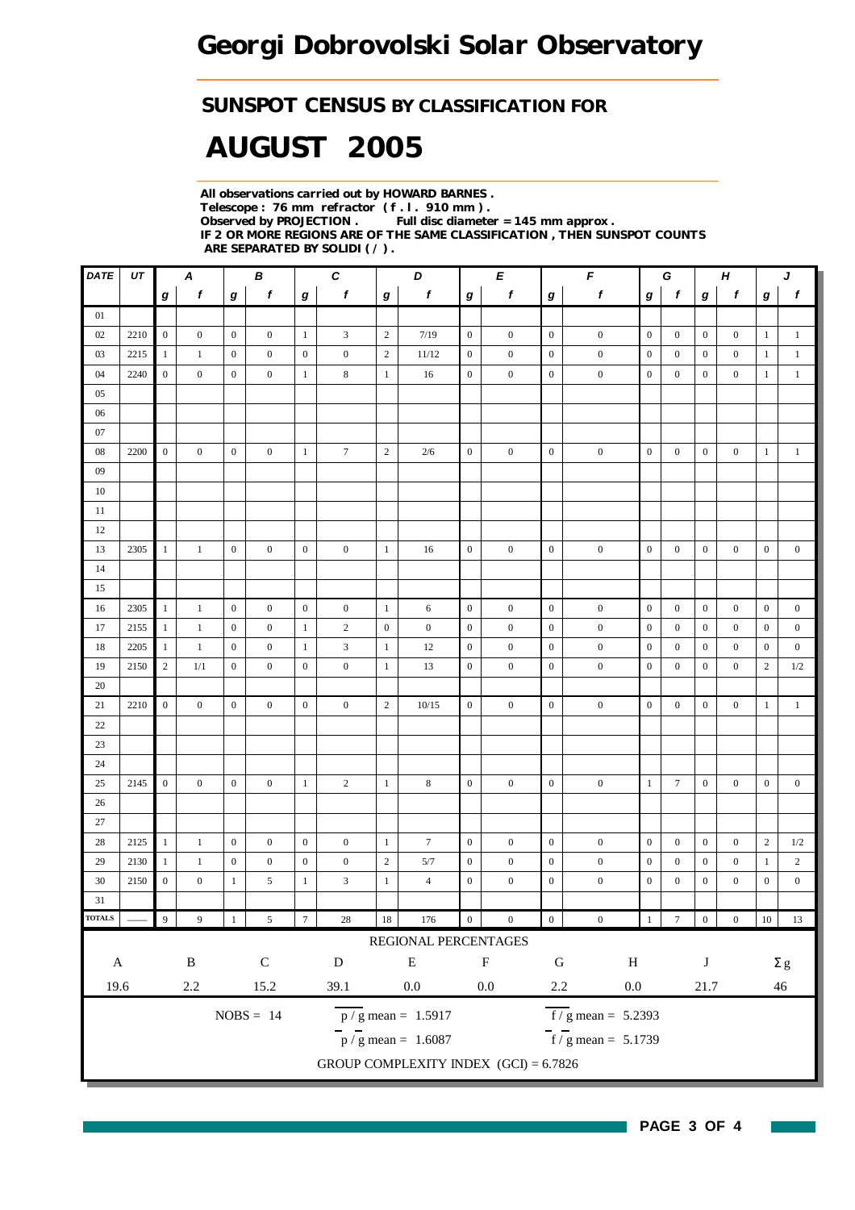# Georgi Dobrovolski Solar Observatory

## SUNSPOT CENSUS BY CLASSIFICATION FOR

# AUGUST 2005

**All observations carried out by HOWARD BARNES .**
**Telescope : 76 mm refractor ( f . l . 910 mm ) .**
**Observed by PROJECTION . Full disc diameter = 145 mm approx .**
**IF 2 OR MORE REGIONS ARE OF THE SAME CLASSIFICATION , THEN SUNSPOT COUNTS ARE SEPARATED BY SOLIDI ( / ) .**

| DATE | UT | A | | B | | C | | D | | E | | F | | G | | H | | J | |
|---|---|---|---|---|---|---|---|---|---|---|---|---|---|---|---|---|---|---|---|
| | | g | f | g | f | g | f | g | f | g | f | g | f | g | f | g | f | g | f |
| 01 | | | | | | | | | | | | | | | | | | | |
| 02 | 2210 | 0 | 0 | 0 | 0 | 1 | 3 | 2 | 7/19 | 0 | 0 | 0 | 0 | 0 | 0 | 0 | 0 | 1 | 1 |
| 03 | 2215 | 1 | 1 | 0 | 0 | 0 | 0 | 2 | 11/12 | 0 | 0 | 0 | 0 | 0 | 0 | 0 | 0 | 1 | 1 |
| 04 | 2240 | 0 | 0 | 0 | 0 | 1 | 8 | 1 | 16 | 0 | 0 | 0 | 0 | 0 | 0 | 0 | 0 | 1 | 1 |
| 05 | | | | | | | | | | | | | | | | | | | |
| 06 | | | | | | | | | | | | | | | | | | | |
| 07 | | | | | | | | | | | | | | | | | | | |
| 08 | 2200 | 0 | 0 | 0 | 0 | 1 | 7 | 2 | 2/6 | 0 | 0 | 0 | 0 | 0 | 0 | 0 | 0 | 1 | 1 |
| 09 | | | | | | | | | | | | | | | | | | | |
| 10 | | | | | | | | | | | | | | | | | | | |
| 11 | | | | | | | | | | | | | | | | | | | |
| 12 | | | | | | | | | | | | | | | | | | | |
| 13 | 2305 | 1 | 1 | 0 | 0 | 0 | 0 | 1 | 16 | 0 | 0 | 0 | 0 | 0 | 0 | 0 | 0 | 0 | 0 |
| 14 | | | | | | | | | | | | | | | | | | | |
| 15 | | | | | | | | | | | | | | | | | | | |
| 16 | 2305 | 1 | 1 | 0 | 0 | 0 | 0 | 1 | 6 | 0 | 0 | 0 | 0 | 0 | 0 | 0 | 0 | 0 | 0 |
| 17 | 2155 | 1 | 1 | 0 | 0 | 1 | 2 | 0 | 0 | 0 | 0 | 0 | 0 | 0 | 0 | 0 | 0 | 0 | 0 |
| 18 | 2205 | 1 | 1 | 0 | 0 | 1 | 3 | 1 | 12 | 0 | 0 | 0 | 0 | 0 | 0 | 0 | 0 | 0 | 0 |
| 19 | 2150 | 2 | 1/1 | 0 | 0 | 0 | 0 | 1 | 13 | 0 | 0 | 0 | 0 | 0 | 0 | 0 | 0 | 2 | 1/2 |
| 20 | | | | | | | | | | | | | | | | | | | |
| 21 | 2210 | 0 | 0 | 0 | 0 | 0 | 0 | 2 | 10/15 | 0 | 0 | 0 | 0 | 0 | 0 | 0 | 0 | 1 | 1 |
| 22 | | | | | | | | | | | | | | | | | | | |
| 23 | | | | | | | | | | | | | | | | | | | |
| 24 | | | | | | | | | | | | | | | | | | | |
| 25 | 2145 | 0 | 0 | 0 | 0 | 1 | 2 | 1 | 8 | 0 | 0 | 0 | 0 | 1 | 7 | 0 | 0 | 0 | 0 |
| 26 | | | | | | | | | | | | | | | | | | | |
| 27 | | | | | | | | | | | | | | | | | | | |
| 28 | 2125 | 1 | 1 | 0 | 0 | 0 | 0 | 1 | 7 | 0 | 0 | 0 | 0 | 0 | 0 | 0 | 0 | 2 | 1/2 |
| 29 | 2130 | 1 | 1 | 0 | 0 | 0 | 0 | 2 | 5/7 | 0 | 0 | 0 | 0 | 0 | 0 | 0 | 0 | 1 | 2 |
| 30 | 2150 | 0 | 0 | 1 | 5 | 1 | 3 | 1 | 4 | 0 | 0 | 0 | 0 | 0 | 0 | 0 | 0 | 0 | 0 |
| 31 | | | | | | | | | | | | | | | | | | | |
| TOTALS | —— | 9 | 9 | 1 | 5 | 7 | 28 | 18 | 176 | 0 | 0 | 0 | 0 | 1 | 7 | 0 | 0 | 10 | 13 |

REGIONAL PERCENTAGES

| A | B | C | D | E | F | G | H | J | Σ g |
|---|---|---|---|---|---|---|---|---|---|
| 19.6 | 2.2 | 15.2 | 39.1 | 0.0 | 0.0 | 2.2 | 0.0 | 21.7 | 46 |

NOBS = 14

$\overline{p / g}$ mean = 1.5917

$\overline{f / g}$ mean = 5.2393

$\bar{p} / \bar{g}$ mean = 1.6087

$\bar{f} / \bar{g}$ mean = 5.1739

GROUP COMPLEXITY INDEX (GCI) = 6.7826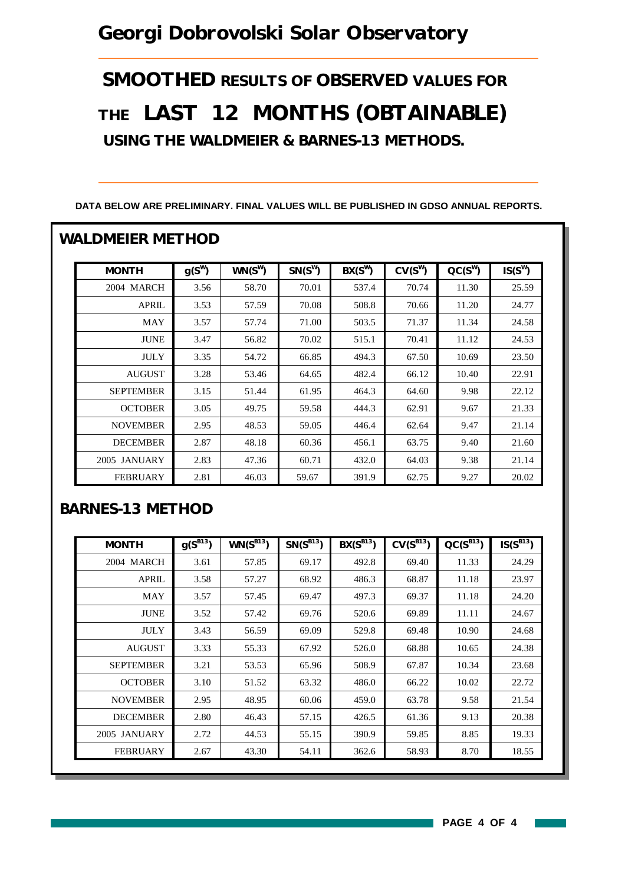# Georgi Dobrovolski Solar Observatory

## SMOOTHED RESULTS OF OBSERVED VALUES FOR THE LAST 12 MONTHS (OBTAINABLE) USING THE WALDMEIER & BARNES-13 METHODS.

**DATA BELOW ARE PRELIMINARY. FINAL VALUES WILL BE PUBLISHED IN GDSO ANNUAL REPORTS.**

## WALDMEIER METHOD

| MONTH | $g(S^W)$ | $WN(S^W)$ | $SN(S^W)$ | $BX(S^W)$ | $CV(S^W)$ | $QC(S^W)$ | $IS(S^W)$ |
|---|---|---|---|---|---|---|---|
| 2004 MARCH | 3.56 | 58.70 | 70.01 | 537.4 | 70.74 | 11.30 | 25.59 |
| APRIL | 3.53 | 57.59 | 70.08 | 508.8 | 70.66 | 11.20 | 24.77 |
| MAY | 3.57 | 57.74 | 71.00 | 503.5 | 71.37 | 11.34 | 24.58 |
| JUNE | 3.47 | 56.82 | 70.02 | 515.1 | 70.41 | 11.12 | 24.53 |
| JULY | 3.35 | 54.72 | 66.85 | 494.3 | 67.50 | 10.69 | 23.50 |
| AUGUST | 3.28 | 53.46 | 64.65 | 482.4 | 66.12 | 10.40 | 22.91 |
| SEPTEMBER | 3.15 | 51.44 | 61.95 | 464.3 | 64.60 | 9.98 | 22.12 |
| OCTOBER | 3.05 | 49.75 | 59.58 | 444.3 | 62.91 | 9.67 | 21.33 |
| NOVEMBER | 2.95 | 48.53 | 59.05 | 446.4 | 62.64 | 9.47 | 21.14 |
| DECEMBER | 2.87 | 48.18 | 60.36 | 456.1 | 63.75 | 9.40 | 21.60 |
| 2005 JANUARY | 2.83 | 47.36 | 60.71 | 432.0 | 64.03 | 9.38 | 21.14 |
| FEBRUARY | 2.81 | 46.03 | 59.67 | 391.9 | 62.75 | 9.27 | 20.02 |

## BARNES-13 METHOD

| MONTH | $g(S^{B13})$ | $WN(S^{B13})$ | $SN(S^{B13})$ | $BX(S^{B13})$ | $CV(S^{B13})$ | $QC(S^{B13})$ | $IS(S^{B13})$ |
|---|---|---|---|---|---|---|---|
| 2004 MARCH | 3.61 | 57.85 | 69.17 | 492.8 | 69.40 | 11.33 | 24.29 |
| APRIL | 3.58 | 57.27 | 68.92 | 486.3 | 68.87 | 11.18 | 23.97 |
| MAY | 3.57 | 57.45 | 69.47 | 497.3 | 69.37 | 11.18 | 24.20 |
| JUNE | 3.52 | 57.42 | 69.76 | 520.6 | 69.89 | 11.11 | 24.67 |
| JULY | 3.43 | 56.59 | 69.09 | 529.8 | 69.48 | 10.90 | 24.68 |
| AUGUST | 3.33 | 55.33 | 67.92 | 526.0 | 68.88 | 10.65 | 24.38 |
| SEPTEMBER | 3.21 | 53.53 | 65.96 | 508.9 | 67.87 | 10.34 | 23.68 |
| OCTOBER | 3.10 | 51.52 | 63.32 | 486.0 | 66.22 | 10.02 | 22.72 |
| NOVEMBER | 2.95 | 48.95 | 60.06 | 459.0 | 63.78 | 9.58 | 21.54 |
| DECEMBER | 2.80 | 46.43 | 57.15 | 426.5 | 61.36 | 9.13 | 20.38 |
| 2005 JANUARY | 2.72 | 44.53 | 55.15 | 390.9 | 59.85 | 8.85 | 19.33 |
| FEBRUARY | 2.67 | 43.30 | 54.11 | 362.6 | 58.93 | 8.70 | 18.55 |